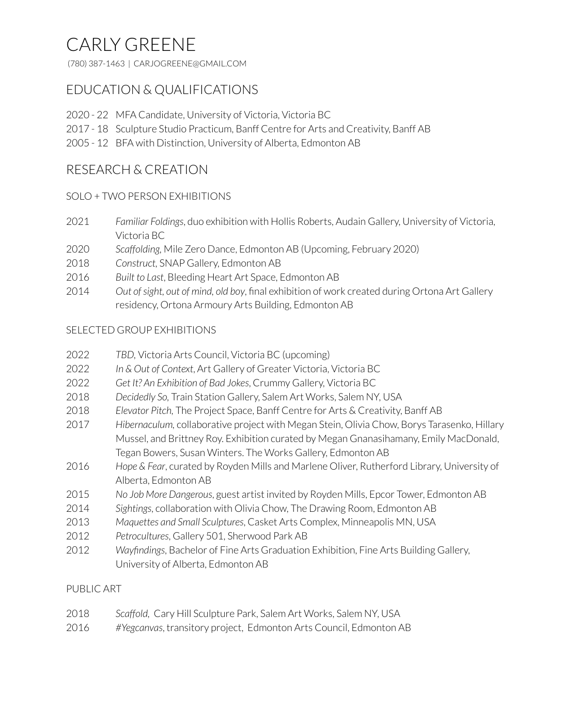# CARLY GREENE

(780) 387-1463 | CARJOGREENE@GMAIL.COM

## EDUCATION & QUALIFICATIONS

2020 - 22 MFA Candidate, University of Victoria, Victoria BC
2017 - 18 Sculpture Studio Practicum, Banff Centre for Arts and Creativity, Banff AB
2005 - 12 BFA with Distinction, University of Alberta, Edmonton AB

## RESEARCH & CREATION

### SOLO + TWO PERSON EXHIBITIONS

2021 *Familiar Foldings*, duo exhibition with Hollis Roberts, Audain Gallery, University of Victoria, Victoria BC
2020 *Scaffolding*, Mile Zero Dance, Edmonton AB (Upcoming, February 2020)
2018 *Construct*, SNAP Gallery, Edmonton AB
2016 *Built to Last*, Bleeding Heart Art Space, Edmonton AB
2014 *Out of sight, out of mind, old boy*, final exhibition of work created during Ortona Art Gallery residency, Ortona Armoury Arts Building, Edmonton AB

### SELECTED GROUP EXHIBITIONS

2022 *TBD*, Victoria Arts Council, Victoria BC (upcoming)
2022 *In & Out of Context*, Art Gallery of Greater Victoria, Victoria BC
2022 *Get It? An Exhibition of Bad Jokes*, Crummy Gallery, Victoria BC
2018 *Decidedly So*, Train Station Gallery, Salem Art Works, Salem NY, USA
2018 *Elevator Pitch*, The Project Space, Banff Centre for Arts & Creativity, Banff AB
2017 *Hibernaculum*, collaborative project with Megan Stein, Olivia Chow, Borys Tarasenko, Hillary Mussel, and Brittney Roy. Exhibition curated by Megan Gnanasihamany, Emily MacDonald, Tegan Bowers, Susan Winters. The Works Gallery, Edmonton AB
2016 *Hope & Fear*, curated by Royden Mills and Marlene Oliver, Rutherford Library, University of Alberta, Edmonton AB
2015 *No Job More Dangerous*, guest artist invited by Royden Mills, Epcor Tower, Edmonton AB
2014 *Sightings*, collaboration with Olivia Chow, The Drawing Room, Edmonton AB
2013 *Maquettes and Small Sculptures*, Casket Arts Complex, Minneapolis MN, USA
2012 *Petrocultures*, Gallery 501, Sherwood Park AB
2012 *Wayfindings*, Bachelor of Fine Arts Graduation Exhibition, Fine Arts Building Gallery, University of Alberta, Edmonton AB

### PUBLIC ART

2018 *Scaffold*, Cary Hill Sculpture Park, Salem Art Works, Salem NY, USA
2016 *#Yegcanvas*, transitory project, Edmonton Arts Council, Edmonton AB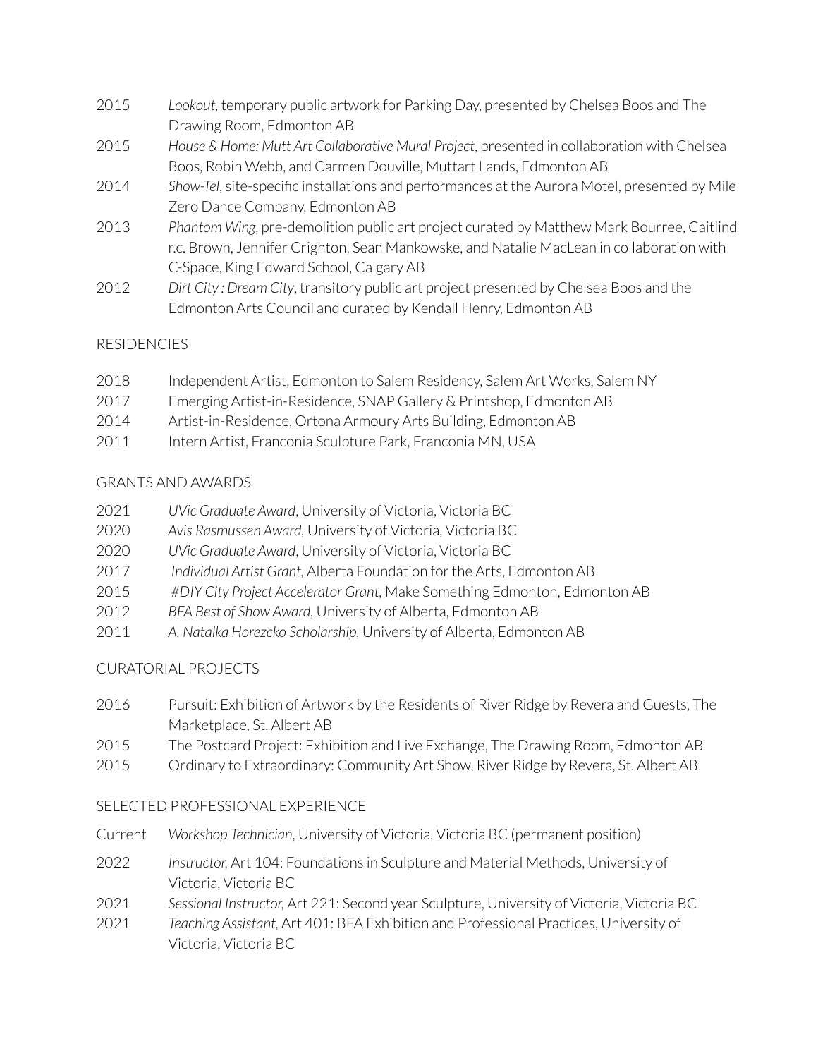2015 *Lookout*, temporary public artwork for Parking Day, presented by Chelsea Boos and The Drawing Room, Edmonton AB

2015 *House & Home: Mutt Art Collaborative Mural Project*, presented in collaboration with Chelsea Boos, Robin Webb, and Carmen Douville, Muttart Lands, Edmonton AB

2014 *Show-Tel*, site-specific installations and performances at the Aurora Motel, presented by Mile Zero Dance Company, Edmonton AB

2013 *Phantom Wing*, pre-demolition public art project curated by Matthew Mark Bourree, Caitlind r.c. Brown, Jennifer Crighton, Sean Mankowske, and Natalie MacLean in collaboration with C-Space, King Edward School, Calgary AB

2012 *Dirt City : Dream City*, transitory public art project presented by Chelsea Boos and the Edmonton Arts Council and curated by Kendall Henry, Edmonton AB

## RESIDENCIES

2018 Independent Artist, Edmonton to Salem Residency, Salem Art Works, Salem NY

2017 Emerging Artist-in-Residence, SNAP Gallery & Printshop, Edmonton AB

2014 Artist-in-Residence, Ortona Armoury Arts Building, Edmonton AB

2011 Intern Artist, Franconia Sculpture Park, Franconia MN, USA

## GRANTS AND AWARDS

2021 *UVic Graduate Award*, University of Victoria, Victoria BC

2020 *Avis Rasmussen Award*, University of Victoria, Victoria BC

2020 *UVic Graduate Award*, University of Victoria, Victoria BC

2017 *Individual Artist Grant*, Alberta Foundation for the Arts, Edmonton AB

2015 *#DIY City Project Accelerator Grant*, Make Something Edmonton, Edmonton AB

2012 *BFA Best of Show Award*, University of Alberta, Edmonton AB

2011 *A. Natalka Horezcko Scholarship*, University of Alberta, Edmonton AB

## CURATORIAL PROJECTS

2016 Pursuit: Exhibition of Artwork by the Residents of River Ridge by Revera and Guests, The Marketplace, St. Albert AB

2015 The Postcard Project: Exhibition and Live Exchange, The Drawing Room, Edmonton AB

2015 Ordinary to Extraordinary: Community Art Show, River Ridge by Revera, St. Albert AB

## SELECTED PROFESSIONAL EXPERIENCE

Current *Workshop Technician*, University of Victoria, Victoria BC (permanent position)

2022 *Instructor*, Art 104: Foundations in Sculpture and Material Methods, University of Victoria, Victoria BC

2021 *Sessional Instructor*, Art 221: Second year Sculpture, University of Victoria, Victoria BC

2021 *Teaching Assistant*, Art 401: BFA Exhibition and Professional Practices, University of Victoria, Victoria BC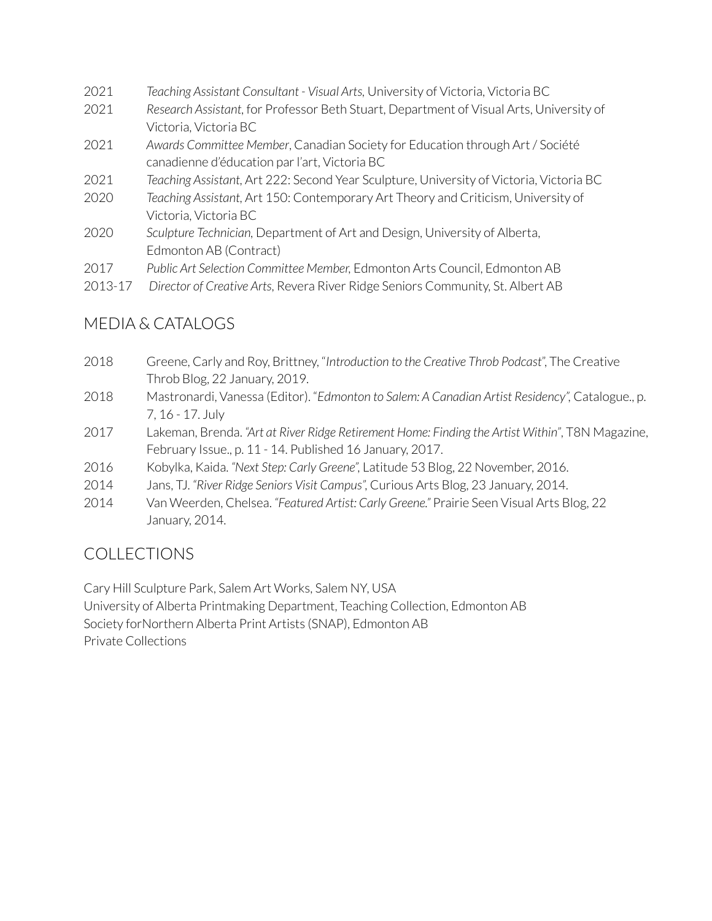2021 *Teaching Assistant Consultant - Visual Arts,* University of Victoria, Victoria BC

2021 *Research Assistant*, for Professor Beth Stuart, Department of Visual Arts, University of Victoria, Victoria BC

2021 *Awards Committee Member*, Canadian Society for Education through Art / Société canadienne d'éducation par l'art, Victoria BC

2021 *Teaching Assistant,* Art 222: Second Year Sculpture, University of Victoria, Victoria BC

2020 *Teaching Assistant,* Art 150: Contemporary Art Theory and Criticism, University of Victoria, Victoria BC

2020 *Sculpture Technician,* Department of Art and Design, University of Alberta, Edmonton AB (Contract)

2017 *Public Art Selection Committee Member,* Edmonton Arts Council, Edmonton AB

2013-17 *Director of Creative Arts,* Revera River Ridge Seniors Community, St. Albert AB

## MEDIA & CATALOGS

2018 Greene, Carly and Roy, Brittney, "*Introduction to the Creative Throb Podcast*", The Creative Throb Blog, 22 January, 2019.

2018 Mastronardi, Vanessa (Editor). "*Edmonton to Salem: A Canadian Artist Residency*", Catalogue., p. 7, 16 - 17. July

2017 Lakeman, Brenda. *"Art at River Ridge Retirement Home: Finding the Artist Within"*, T8N Magazine, February Issue., p. 11 - 14. Published 16 January, 2017.

2016 Kobylka, Kaida. *"Next Step: Carly Greene"*, Latitude 53 Blog, 22 November, 2016.

2014 Jans, TJ. *"River Ridge Seniors Visit Campus"*, Curious Arts Blog, 23 January, 2014.

2014 Van Weerden, Chelsea. *"Featured Artist: Carly Greene."* Prairie Seen Visual Arts Blog, 22 January, 2014.

## COLLECTIONS

Cary Hill Sculpture Park, Salem Art Works, Salem NY, USA
University of Alberta Printmaking Department, Teaching Collection, Edmonton AB
Society forNorthern Alberta Print Artists (SNAP), Edmonton AB
Private Collections